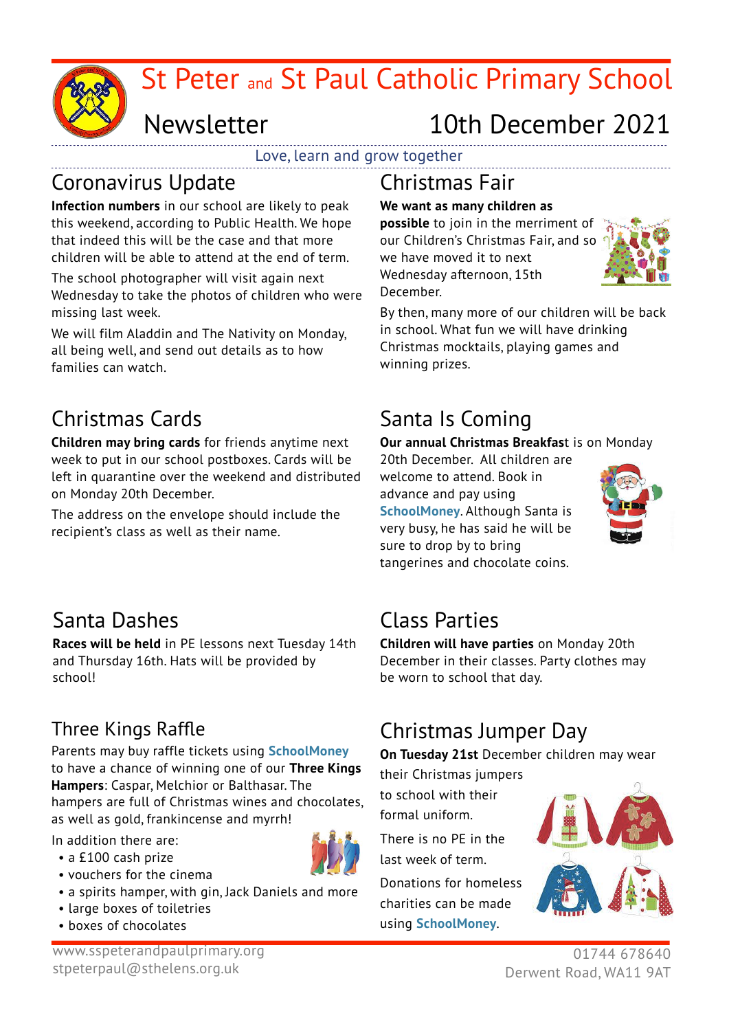# St Peter and St Paul Catholic Primary School

## Newsletter — 10th December 2021

Love, learn and grow together

## Coronavirus Update

**Infection numbers** in our school are likely to peak this weekend, according to Public Health. We hope that indeed this will be the case and that more children will be able to attend at the end of term.

The school photographer will visit again next Wednesday to take the photos of children who were missing last week.

We will film Aladdin and The Nativity on Monday, all being well, and send out details as to how families can watch.

## Christmas Fair

**We want as many children as possible** to join in the merriment of our Children's Christmas Fair, and so we have moved it to next Wednesday afternoon, 15th December.

By then, many more of our children will be back in school. What fun we will have drinking Christmas mocktails, playing games and winning prizes.

## Christmas Cards

**Children may bring cards** for friends anytime next week to put in our school postboxes. Cards will be left in quarantine over the weekend and distributed on Monday 20th December.

The address on the envelope should include the recipient's class as well as their name.

## Santa Is Coming

**Our annual Christmas Breakfas**t is on Monday 20th December. All children are welcome to attend. Book in advance and pay using **SchoolMoney**. Although Santa is very busy, he has said he will be sure to drop by to bring tangerines and chocolate coins.

## Santa Dashes

**Races will be held** in PE lessons next Tuesday 14th and Thursday 16th. Hats will be provided by school!

## Class Parties

**Children will have parties** on Monday 20th December in their classes. Party clothes may be worn to school that day.

## Three Kings Raffle

Parents may buy raffle tickets using **SchoolMoney** to have a chance of winning one of our **Three Kings Hampers**: Caspar, Melchior or Balthasar. The hampers are full of Christmas wines and chocolates, as well as gold, frankincense and myrrh!

In addition there are:

- a £100 cash prize
- vouchers for the cinema
- a spirits hamper, with gin, Jack Daniels and more
- large boxes of toiletries
- boxes of chocolates

## Christmas Jumper Day

**On Tuesday 21st** December children may wear their Christmas jumpers to school with their formal uniform.

There is no PE in the last week of term.

Donations for homeless charities can be made using **SchoolMoney**.

www.sspeterandpaulprimary.org
stpeterpaul@sthelens.org.uk

01744 678640
Derwent Road, WA11 9AT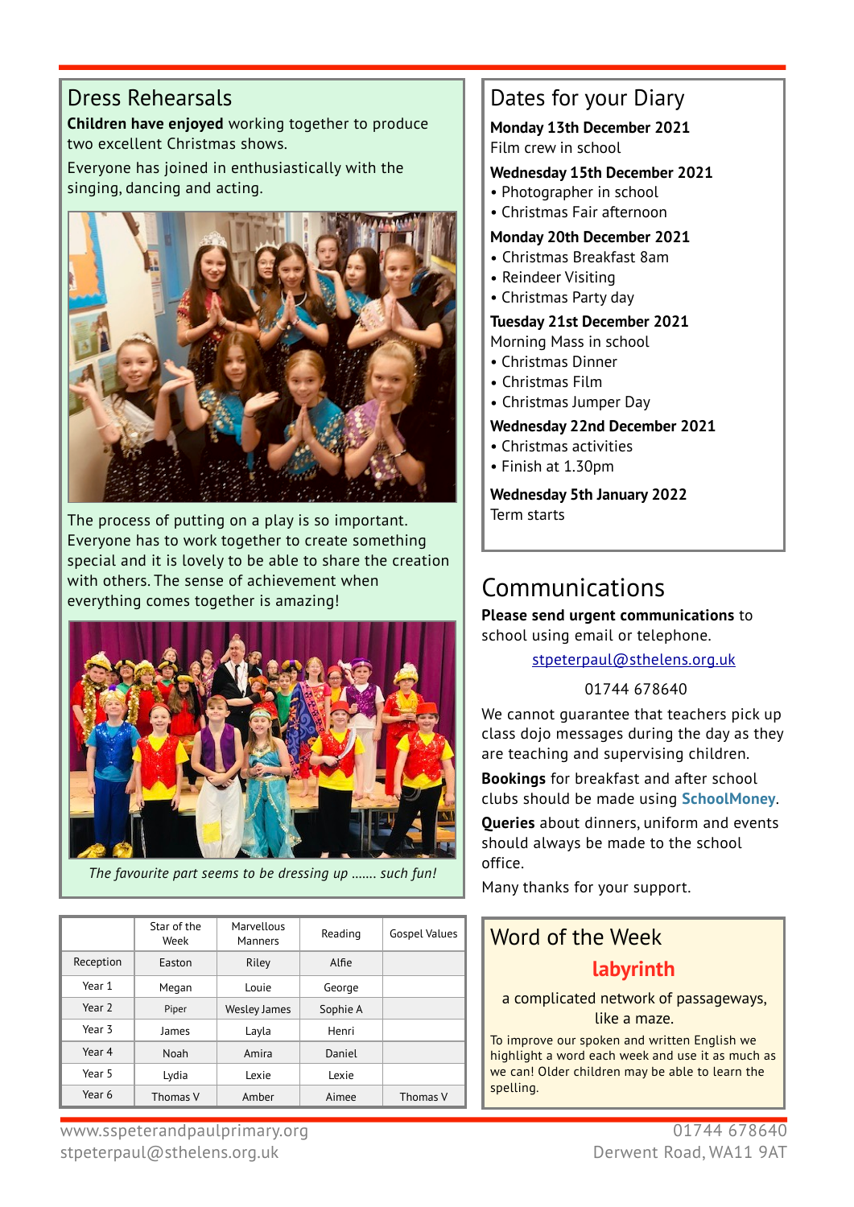## Dress Rehearsals

**Children have enjoyed** working together to produce two excellent Christmas shows.

Everyone has joined in enthusiastically with the singing, dancing and acting.

The process of putting on a play is so important. Everyone has to work together to create something special and it is lovely to be able to share the creation with others. The sense of achievement when everything comes together is amazing!

*The favourite part seems to be dressing up ....... such fun!*

| | Star of the Week | Marvellous Manners | Reading | Gospel Values |
|---|---|---|---|---|
| Reception | Easton | Riley | Alfie | |
| Year 1 | Megan | Louie | George | |
| Year 2 | Piper | Wesley James | Sophie A | |
| Year 3 | James | Layla | Henri | |
| Year 4 | Noah | Amira | Daniel | |
| Year 5 | Lydia | Lexie | Lexie | |
| Year 6 | Thomas V | Amber | Aimee | Thomas V |

## Dates for your Diary

**Monday 13th December 2021**
Film crew in school

**Wednesday 15th December 2021**
- Photographer in school
- Christmas Fair afternoon

**Monday 20th December 2021**
- Christmas Breakfast 8am
- Reindeer Visiting
- Christmas Party day

**Tuesday 21st December 2021**
Morning Mass in school
- Christmas Dinner
- Christmas Film
- Christmas Jumper Day

**Wednesday 22nd December 2021**
- Christmas activities
- Finish at 1.30pm

**Wednesday 5th January 2022**
Term starts

## Communications

**Please send urgent communications** to school using email or telephone.

stpeterpaul@sthelens.org.uk

01744 678640

We cannot guarantee that teachers pick up class dojo messages during the day as they are teaching and supervising children.

**Bookings** for breakfast and after school clubs should be made using **SchoolMoney**.

**Queries** about dinners, uniform and events should always be made to the school office.

Many thanks for your support.

## Word of the Week

**labyrinth**

a complicated network of passageways, like a maze.

To improve our spoken and written English we highlight a word each week and use it as much as we can! Older children may be able to learn the spelling.

www.sspeterandpaulprimary.org
stpeterpaul@sthelens.org.uk

01744 678640
Derwent Road, WA11 9AT